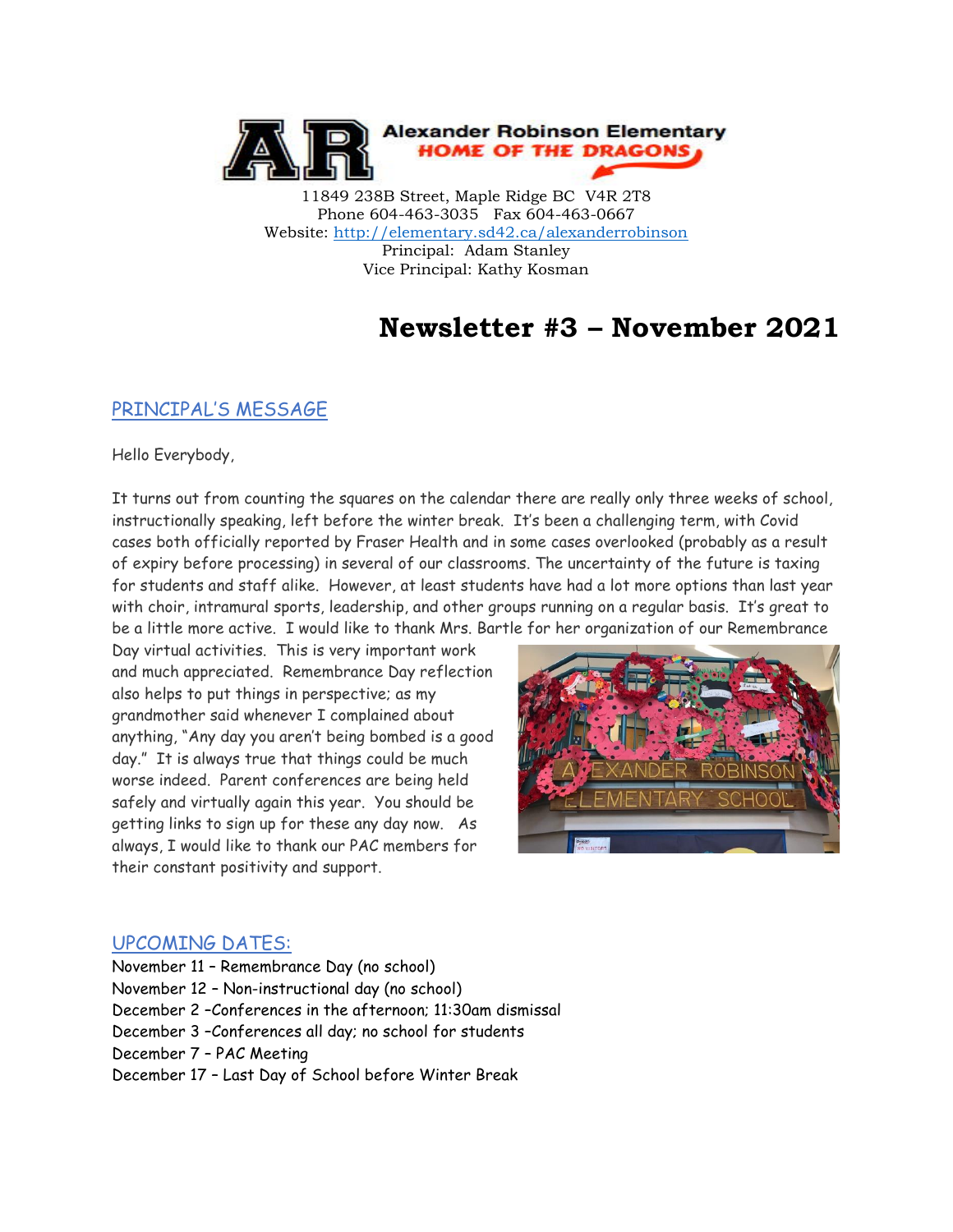**Alexander Robinson Elementary**
**HOME OF THE DRAGONS**

11849 238B Street, Maple Ridge BC V4R 2T8
Phone 604-463-3035 Fax 604-463-0667
Website: http://elementary.sd42.ca/alexanderrobinson
Principal: Adam Stanley
Vice Principal: Kathy Kosman

# Newsletter #3 – November 2021

## PRINCIPAL'S MESSAGE

Hello Everybody,

It turns out from counting the squares on the calendar there are really only three weeks of school, instructionally speaking, left before the winter break. It's been a challenging term, with Covid cases both officially reported by Fraser Health and in some cases overlooked (probably as a result of expiry before processing) in several of our classrooms. The uncertainty of the future is taxing for students and staff alike. However, at least students have had a lot more options than last year with choir, intramural sports, leadership, and other groups running on a regular basis. It's great to be a little more active. I would like to thank Mrs. Bartle for her organization of our Remembrance Day virtual activities. This is very important work and much appreciated. Remembrance Day reflection also helps to put things in perspective; as my grandmother said whenever I complained about anything, "Any day you aren't being bombed is a good day." It is always true that things could be much worse indeed. Parent conferences are being held safely and virtually again this year. You should be getting links to sign up for these any day now. As always, I would like to thank our PAC members for their constant positivity and support.

## UPCOMING DATES:

November 11 – Remembrance Day (no school)
November 12 – Non-instructional day (no school)
December 2 –Conferences in the afternoon; 11:30am dismissal
December 3 –Conferences all day; no school for students
December 7 – PAC Meeting
December 17 – Last Day of School before Winter Break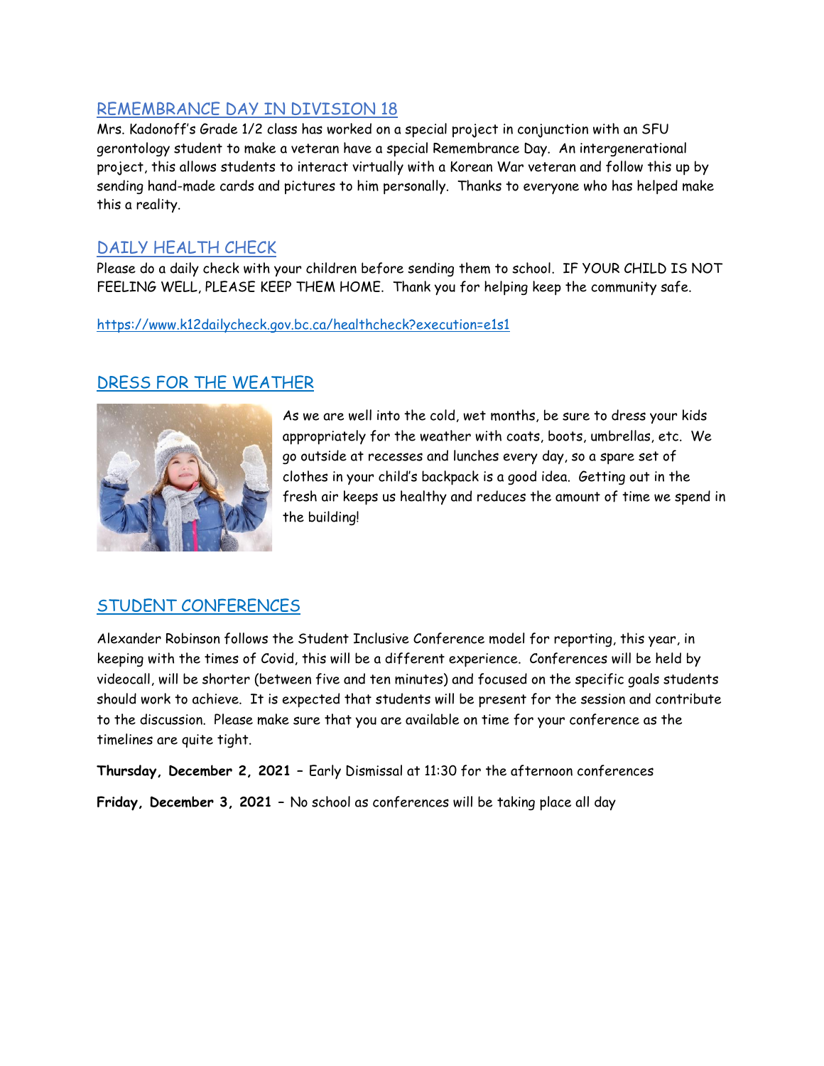## REMEMBRANCE DAY IN DIVISION 18

Mrs. Kadonoff's Grade 1/2 class has worked on a special project in conjunction with an SFU gerontology student to make a veteran have a special Remembrance Day. An intergenerational project, this allows students to interact virtually with a Korean War veteran and follow this up by sending hand-made cards and pictures to him personally. Thanks to everyone who has helped make this a reality.

## DAILY HEALTH CHECK

Please do a daily check with your children before sending them to school. IF YOUR CHILD IS NOT FEELING WELL, PLEASE KEEP THEM HOME. Thank you for helping keep the community safe.

https://www.k12dailycheck.gov.bc.ca/healthcheck?execution=e1s1

## DRESS FOR THE WEATHER

As we are well into the cold, wet months, be sure to dress your kids appropriately for the weather with coats, boots, umbrellas, etc. We go outside at recesses and lunches every day, so a spare set of clothes in your child's backpack is a good idea. Getting out in the fresh air keeps us healthy and reduces the amount of time we spend in the building!

## STUDENT CONFERENCES

Alexander Robinson follows the Student Inclusive Conference model for reporting, this year, in keeping with the times of Covid, this will be a different experience. Conferences will be held by videocall, will be shorter (between five and ten minutes) and focused on the specific goals students should work to achieve. It is expected that students will be present for the session and contribute to the discussion. Please make sure that you are available on time for your conference as the timelines are quite tight.

**Thursday, December 2, 2021** – Early Dismissal at 11:30 for the afternoon conferences

**Friday, December 3, 2021** – No school as conferences will be taking place all day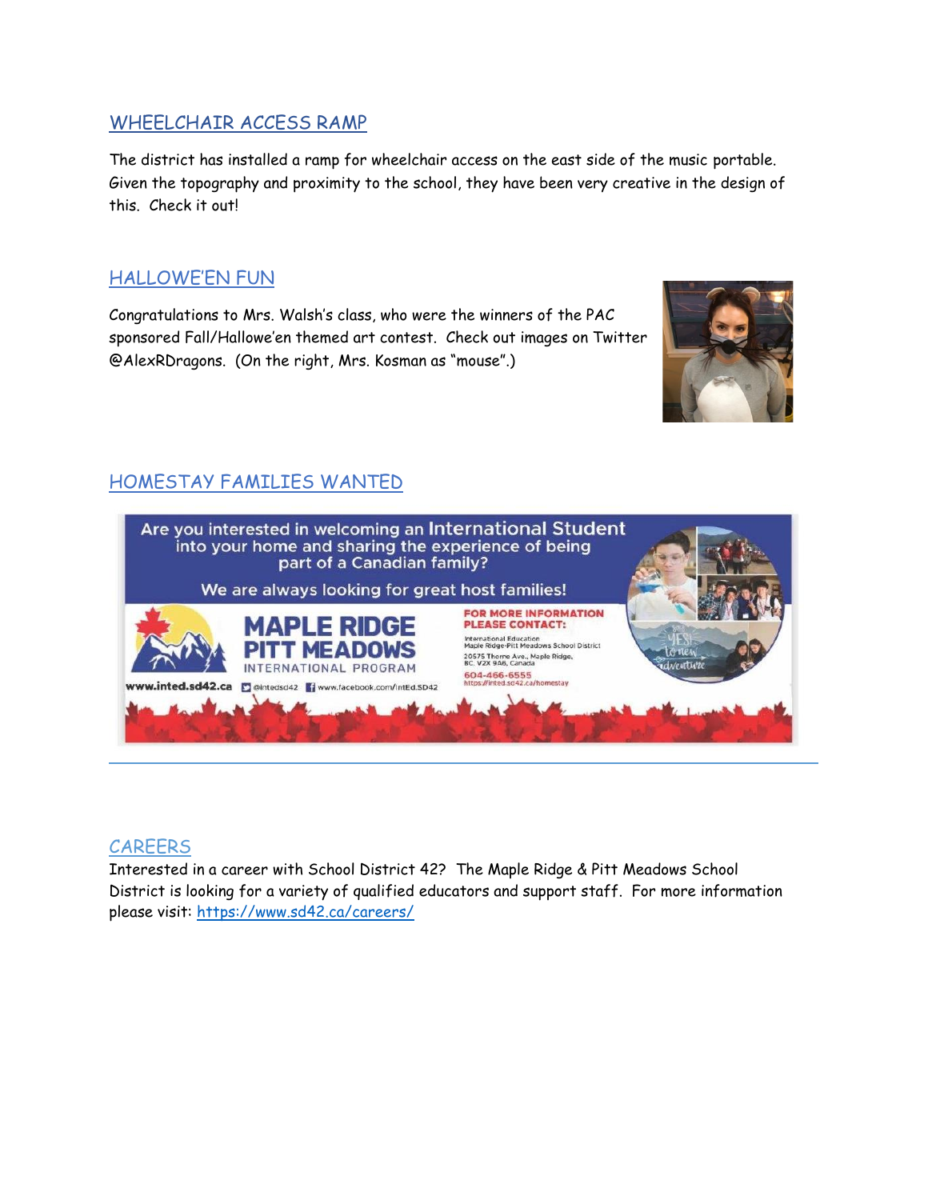## WHEELCHAIR ACCESS RAMP

The district has installed a ramp for wheelchair access on the east side of the music portable. Given the topography and proximity to the school, they have been very creative in the design of this. Check it out!

## HALLOWE'EN FUN

Congratulations to Mrs. Walsh's class, who were the winners of the PAC sponsored Fall/Hallowe'en themed art contest. Check out images on Twitter @AlexRDragons. (On the right, Mrs. Kosman as "mouse".)

## HOMESTAY FAMILIES WANTED

Are you interested in welcoming an International Student into your home and sharing the experience of being part of a Canadian family?

We are always looking for great host families!

MAPLE RIDGE PITT MEADOWS INTERNATIONAL PROGRAM

FOR MORE INFORMATION PLEASE CONTACT:

International Education
Maple Ridge-Pitt Meadows School District
20575 Thorne Ave., Maple Ridge, BC, V2X 9A6, Canada

604-466-6555
https://inted.sd42.ca/homestay

www.inted.sd42.ca @intedsd42 www.facebook.com/IntEd.SD42

---

## CAREERS

Interested in a career with School District 42? The Maple Ridge & Pitt Meadows School District is looking for a variety of qualified educators and support staff. For more information please visit: https://www.sd42.ca/careers/